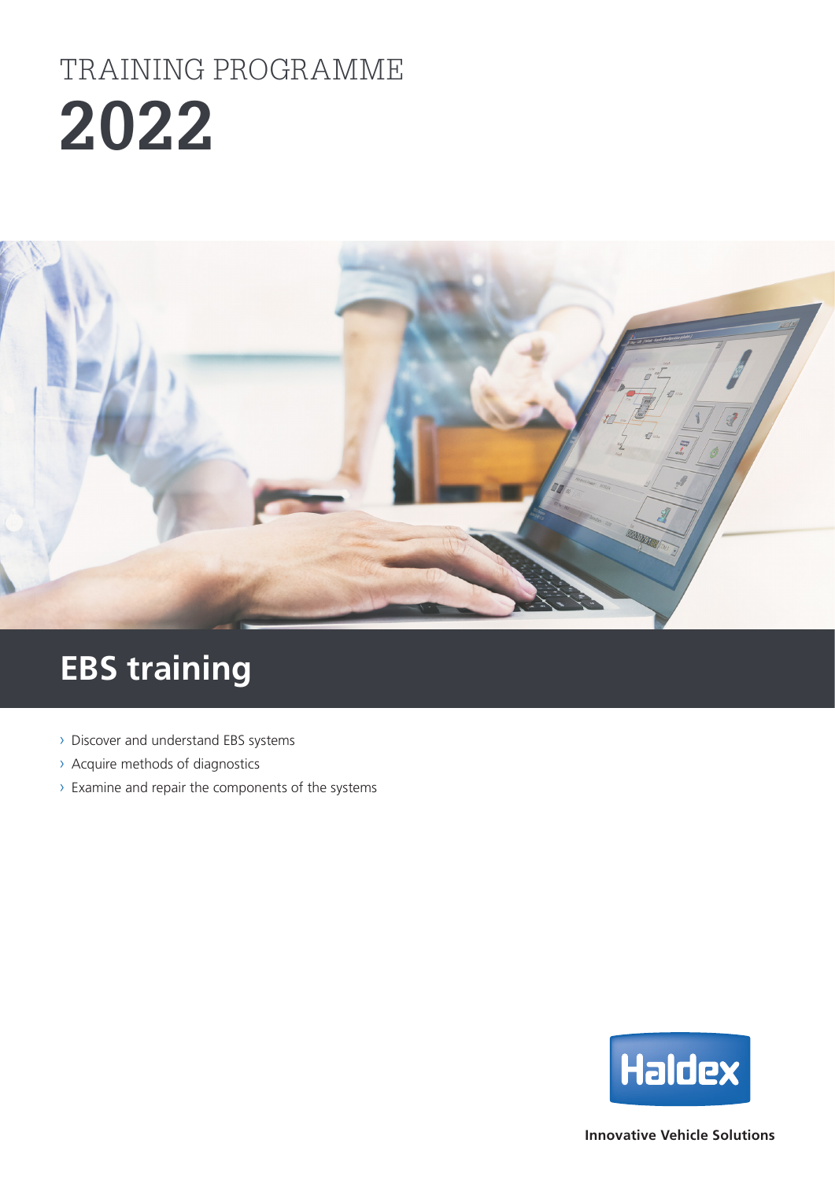# TRAINING PROGRAMME

# 2022

## EBS training

- Discover and understand EBS systems
- Acquire methods of diagnostics
- Examine and repair the components of the systems

Haldex

**Innovative Vehicle Solutions**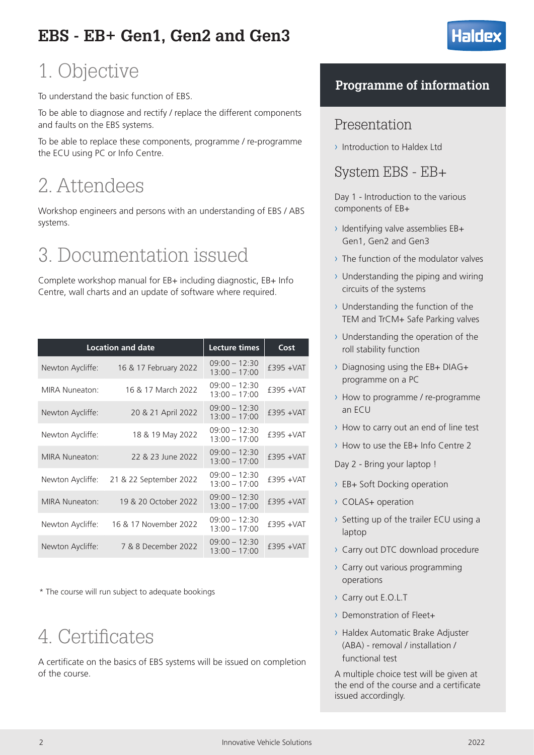# EBS - EB+ Gen1, Gen2 and Gen3

## 1. Objective

To understand the basic function of EBS.

To be able to diagnose and rectify / replace the different components and faults on the EBS systems.

To be able to replace these components, programme / re-programme the ECU using PC or Info Centre.

## 2. Attendees

Workshop engineers and persons with an understanding of EBS / ABS systems.

## 3. Documentation issued

Complete workshop manual for EB+ including diagnostic, EB+ Info Centre, wall charts and an update of software where required.

| Location and date | | Lecture times | Cost |
|---|---|---|---|
| Newton Aycliffe: | 16 & 17 February 2022 | 09:00 – 12:30 13:00 – 17:00 | £395 +VAT |
| MIRA Nuneaton: | 16 & 17 March 2022 | 09:00 – 12:30 13:00 – 17:00 | £395 +VAT |
| Newton Aycliffe: | 20 & 21 April 2022 | 09:00 – 12:30 13:00 – 17:00 | £395 +VAT |
| Newton Aycliffe: | 18 & 19 May 2022 | 09:00 – 12:30 13:00 – 17:00 | £395 +VAT |
| MIRA Nuneaton: | 22 & 23 June 2022 | 09:00 – 12:30 13:00 – 17:00 | £395 +VAT |
| Newton Aycliffe: | 21 & 22 September 2022 | 09:00 – 12:30 13:00 – 17:00 | £395 +VAT |
| MIRA Nuneaton: | 19 & 20 October 2022 | 09:00 – 12:30 13:00 – 17:00 | £395 +VAT |
| Newton Aycliffe: | 16 & 17 November 2022 | 09:00 – 12:30 13:00 – 17:00 | £395 +VAT |
| Newton Aycliffe: | 7 & 8 December 2022 | 09:00 – 12:30 13:00 – 17:00 | £395 +VAT |

* The course will run subject to adequate bookings

## 4. Certificates

A certificate on the basics of EBS systems will be issued on completion of the course.

## Programme of information

### Presentation

- Introduction to Haldex Ltd

### System EBS - EB+

Day 1 - Introduction to the various components of EB+

- Identifying valve assemblies EB+ Gen1, Gen2 and Gen3
- The function of the modulator valves
- Understanding the piping and wiring circuits of the systems
- Understanding the function of the TEM and TrCM+ Safe Parking valves
- Understanding the operation of the roll stability function
- Diagnosing using the EB+ DIAG+ programme on a PC
- How to programme / re-programme an ECU
- How to carry out an end of line test
- How to use the EB+ Info Centre 2

Day 2 - Bring your laptop !

- EB+ Soft Docking operation
- COLAS+ operation
- Setting up of the trailer ECU using a laptop
- Carry out DTC download procedure
- Carry out various programming operations
- Carry out E.O.L.T
- Demonstration of Fleet+
- Haldex Automatic Brake Adjuster (ABA) - removal / installation / functional test

A multiple choice test will be given at the end of the course and a certificate issued accordingly.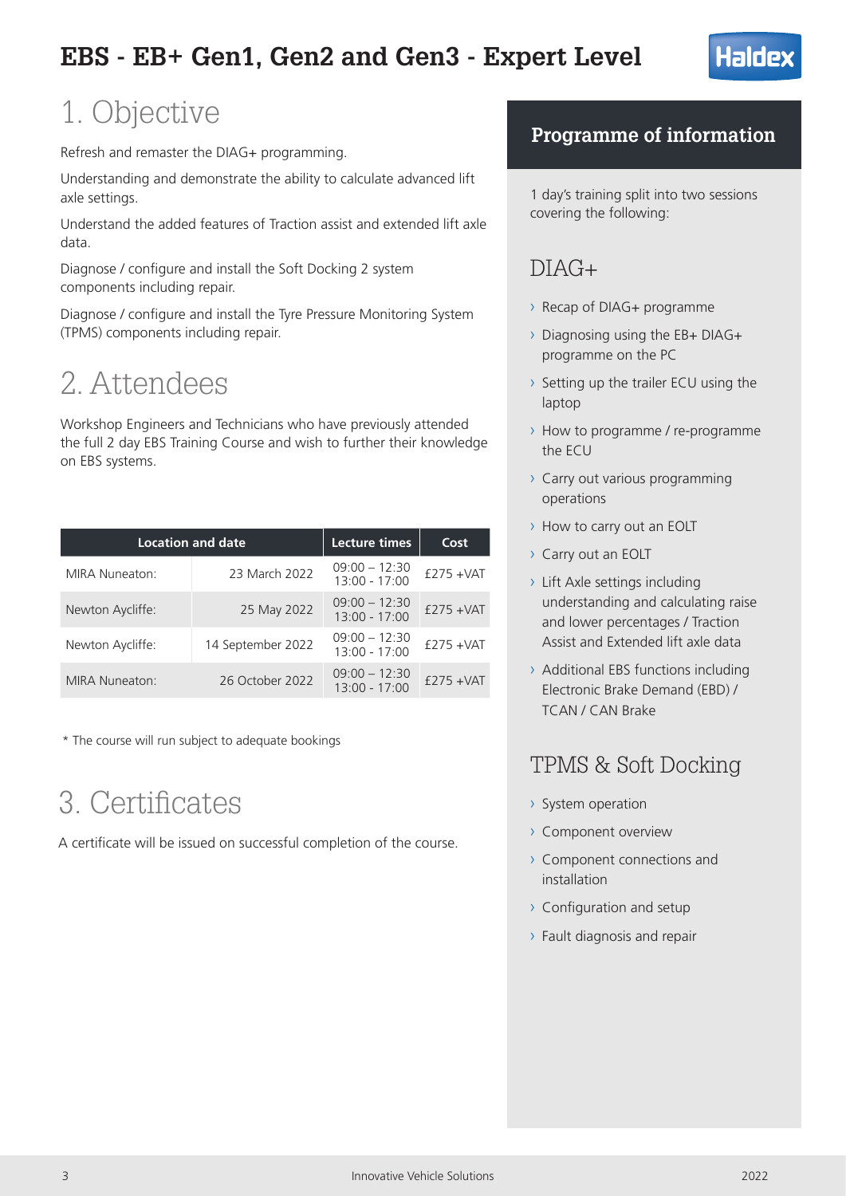# EBS - EB+ Gen1, Gen2 and Gen3 - Expert Level

## 1. Objective

Refresh and remaster the DIAG+ programming.

Understanding and demonstrate the ability to calculate advanced lift axle settings.

Understand the added features of Traction assist and extended lift axle data.

Diagnose / configure and install the Soft Docking 2 system components including repair.

Diagnose / configure and install the Tyre Pressure Monitoring System (TPMS) components including repair.

## 2. Attendees

Workshop Engineers and Technicians who have previously attended the full 2 day EBS Training Course and wish to further their knowledge on EBS systems.

| Location and date | | Lecture times | Cost |
|---|---|---|---|
| MIRA Nuneaton: | 23 March 2022 | 09:00 – 12:30<br>13:00 - 17:00 | £275 +VAT |
| Newton Aycliffe: | 25 May 2022 | 09:00 – 12:30<br>13:00 - 17:00 | £275 +VAT |
| Newton Aycliffe: | 14 September 2022 | 09:00 – 12:30<br>13:00 - 17:00 | £275 +VAT |
| MIRA Nuneaton: | 26 October 2022 | 09:00 – 12:30<br>13:00 - 17:00 | £275 +VAT |

* The course will run subject to adequate bookings

## 3. Certificates

A certificate will be issued on successful completion of the course.

## Programme of information

1 day's training split into two sessions covering the following:

### DIAG+

- Recap of DIAG+ programme
- Diagnosing using the EB+ DIAG+ programme on the PC
- Setting up the trailer ECU using the laptop
- How to programme / re-programme the ECU
- Carry out various programming operations
- How to carry out an EOLT
- Carry out an EOLT
- Lift Axle settings including understanding and calculating raise and lower percentages / Traction Assist and Extended lift axle data
- Additional EBS functions including Electronic Brake Demand (EBD) / TCAN / CAN Brake

### TPMS & Soft Docking

- System operation
- Component overview
- Component connections and installation
- Configuration and setup
- Fault diagnosis and repair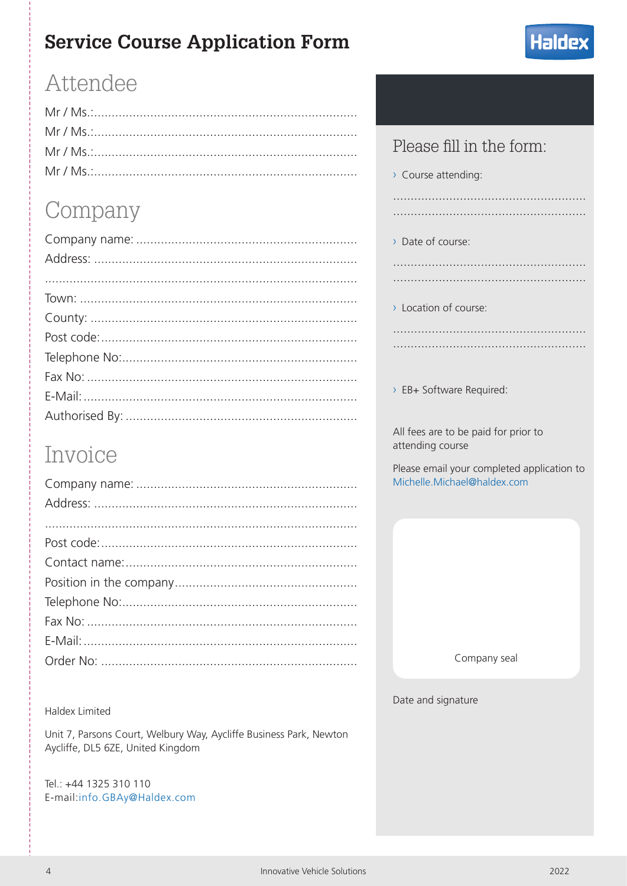# Service Course Application Form

## Attendee

Mr / Ms.:..........................................................................

Mr / Ms.:..........................................................................

Mr / Ms.:..........................................................................

Mr / Ms.:..........................................................................

## Company

Company name: ..............................................................

Address: .........................................................................

.......................................................................................

Town: .............................................................................

County: ..........................................................................

Post code:.......................................................................

Telephone No:..................................................................

Fax No: ...........................................................................

E-Mail: ............................................................................

Authorised By: .................................................................

## Invoice

Company name: ..............................................................

Address: .........................................................................

.......................................................................................

Post code:.......................................................................

Contact name:.................................................................

Position in the company...................................................

Telephone No:..................................................................

Fax No: ...........................................................................

E-Mail: ............................................................................

Order No: ........................................................................

Haldex Limited

Unit 7, Parsons Court, Welbury Way, Aycliffe Business Park, Newton Aycliffe, DL5 6ZE, United Kingdom

Tel.: +44 1325 310 110
E-mail:info.GBAy@Haldex.com

## Please fill in the form:

› Course attending:

.....................................................

.....................................................

› Date of course:

.....................................................

.....................................................

› Location of course:

.....................................................

.....................................................

› EB+ Software Required:

All fees are to be paid for prior to attending course

Please email your completed application to Michelle.Michael@haldex.com

Company seal

Date and signature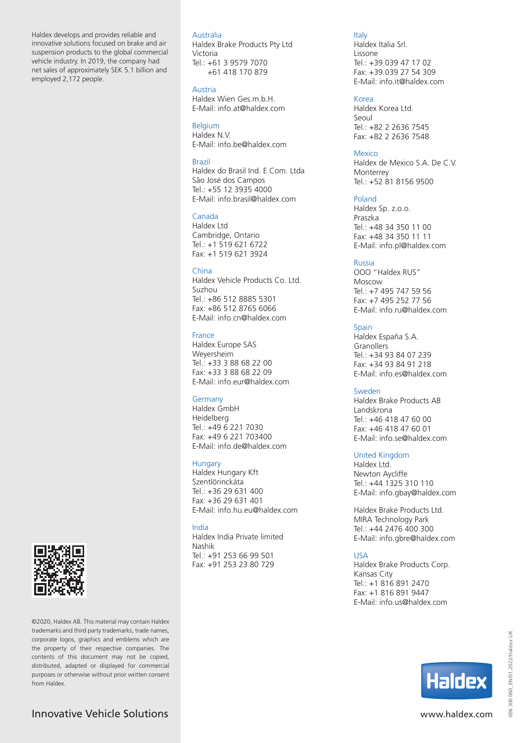Haldex develops and provides reliable and innovative solutions focused on brake and air suspension products to the global commercial vehicle industry. In 2019, the company had net sales of approximately SEK 5.1 billion and employed 2,172 people.

©2020, Haldex AB. This material may contain Haldex trademarks and third party trademarks, trade names, corporate logos, graphics and emblems which are the property of their respective companies. The contents of this document may not be copied, distributed, adapted or displayed for commercial purposes or otherwise without prior written consent from Haldex.

Innovative Vehicle Solutions

Australia
Haldex Brake Products Pty Ltd
Victoria
Tel.: +61 3 9579 7070
+61 418 170 879

Austria
Haldex Wien Ges.m.b.H.
E-Mail: info.at@haldex.com

Belgium
Haldex N.V.
E-Mail: info.be@haldex.com

Brazil
Haldex do Brasil Ind. E Com. Ltda
São José dos Campos
Tel.: +55 12 3935 4000
E-Mail: info.brasil@haldex.com

Canada
Haldex Ltd
Cambridge, Ontario
Tel.: +1 519 621 6722
Fax: +1 519 621 3924

China
Haldex Vehicle Products Co. Ltd.
Suzhou
Tel.: +86 512 8885 5301
Fax: +86 512 8765 6066
E-Mail: info.cn@haldex.com

France
Haldex Europe SAS
Weyersheim
Tel.: +33 3 88 68 22 00
Fax: +33 3 88 68 22 09
E-Mail: info.eur@haldex.com

Germany
Haldex GmbH
Heidelberg
Tel.: +49 6 221 7030
Fax: +49 6 221 703400
E-Mail: info.de@haldex.com

Hungary
Haldex Hungary Kft
Szentlörinckáta
Tel.: +36 29 631 400
Fax: +36 29 631 401
E-Mail: info.hu.eu@haldex.com

India
Haldex India Private limited
Nashik
Tel.: +91 253 66 99 501
Fax: +91 253 23 80 729

Italy
Haldex Italia Srl.
Lissone
Tel.: +39 039 47 17 02
Fax: +39 039 27 54 309
E-Mail: info.it@haldex.com

Korea
Haldex Korea Ltd.
Seoul
Tel.: +82 2 2636 7545
Fax: +82 2 2636 7548

Mexico
Haldex de Mexico S.A. De C.V.
Monterrey
Tel.: +52 81 8156 9500

Poland
Haldex Sp. z.o.o.
Praszka
Tel.: +48 34 350 11 00
Fax: +48 34 350 11 11
E-Mail: info.pl@haldex.com

Russia
OOO "Haldex RUS"
Moscow
Tel.: +7 495 747 59 56
Fax: +7 495 252 77 56
E-Mail: info.ru@haldex.com

Spain
Haldex España S.A.
Granollers
Tel.: +34 93 84 07 239
Fax: +34 93 84 91 218
E-Mail: info.es@haldex.com

Sweden
Haldex Brake Products AB
Landskrona
Tel.: +46 418 47 60 00
Fax: +46 418 47 60 01
E-Mail: info.se@haldex.com

United Kingdom
Haldex Ltd.
Newton Aycliffe
Tel.: +44 1325 310 110
E-Mail: info.gbay@haldex.com

Haldex Brake Products Ltd.
MIRA Technology Park
Tel.: +44 2476 400 300
E-Mail: info.gbre@haldex.com

USA
Haldex Brake Products Corp.
Kansas City
Tel.: +1 816 891 2470
Fax: +1 816 891 9447
E-Mail: info.us@haldex.com

Haldex

www.haldex.com

006 300 060_EN/01.2022/Haldex UK